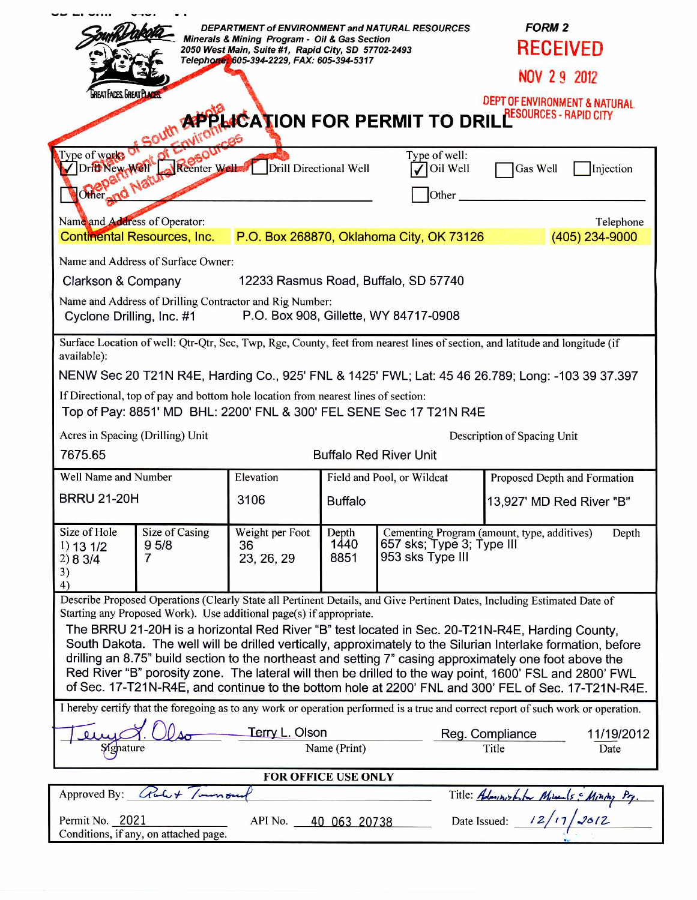DEPARTMENT of ENVIRONMENT and NATURAL RESOURCES
Minerals & Mining Program - Oil & Gas Section
2050 West Main, Suite #1, Rapid City, SD 57702-2493
Telephone: 605-394-2229, FAX: 605-394-5317

FORM 2

RECEIVED
NOV 29 2012
DEPT OF ENVIRONMENT & NATURAL RESOURCES - RAPID CITY

# APPLICATION FOR PERMIT TO DRILL

Type of work: [✓] Drill New Well [ ] Reenter Well [ ] Drill Directional Well [ ] Other

Type of well: [✓] Oil Well [ ] Gas Well [ ] Injection [ ] Other

Name and Address of Operator: Continental Resources, Inc. P.O. Box 268870, Oklahoma City, OK 73126

Telephone: (405) 234-9000

Name and Address of Surface Owner: Clarkson & Company 12233 Rasmus Road, Buffalo, SD 57740

Name and Address of Drilling Contractor and Rig Number: Cyclone Drilling, Inc. #1 P.O. Box 908, Gillette, WY 84717-0908

Surface Location of well: Qtr-Qtr, Sec, Twp, Rge, County, feet from nearest lines of section, and latitude and longitude (if available):

NENW Sec 20 T21N R4E, Harding Co., 925' FNL & 1425' FWL; Lat: 45 46 26.789; Long: -103 39 37.397

If Directional, top of pay and bottom hole location from nearest lines of section:
Top of Pay: 8851' MD BHL: 2200' FNL & 300' FEL SENE Sec 17 T21N R4E

Acres in Spacing (Drilling) Unit: 7675.65

Description of Spacing Unit: Buffalo Red River Unit

| Well Name and Number | Elevation | Field and Pool, or Wildcat | Proposed Depth and Formation |
|---|---|---|---|
| BRRU 21-20H | 3106 | Buffalo | 13,927' MD Red River "B" |

| Size of Hole | Size of Casing | Weight per Foot | Depth | Cementing Program (amount, type, additives) | Depth |
|---|---|---|---|---|---|
| 1) 13 1/2 | 9 5/8 | 36 | 1440 | 657 sks; Type 3; Type III | |
| 2) 8 3/4 | 7 | 23, 26, 29 | 8851 | 953 sks Type III | |
| 3) | | | | | |
| 4) | | | | | |

Describe Proposed Operations (Clearly State all Pertinent Details, and Give Pertinent Dates, Including Estimated Date of Starting any Proposed Work). Use additional page(s) if appropriate.

The BRRU 21-20H is a horizontal Red River "B" test located in Sec. 20-T21N-R4E, Harding County, South Dakota. The well will be drilled vertically, approximately to the Silurian Interlake formation, before drilling an 8.75" build section to the northeast and setting 7" casing approximately one foot above the Red River "B" porosity zone. The lateral will then be drilled to the way point, 1600' FSL and 2800' FWL of Sec. 17-T21N-R4E, and continue to the bottom hole at 2200' FNL and 300' FEL of Sec. 17-T21N-R4E.

I hereby certify that the foregoing as to any work or operation performed is a true and correct report of such work or operation.

| Signature | Name (Print) | Title | Date |
|---|---|---|---|
| Terry L. Olson | Terry L. Olson | Reg. Compliance | 11/19/2012 |

**FOR OFFICE USE ONLY**

Approved By: Robert Townsend Title: Administrator Minerals & Mining Pg.

Permit No. 2021 API No. 40 063 20738 Date Issued: 12/17/2012

Conditions, if any, on attached page.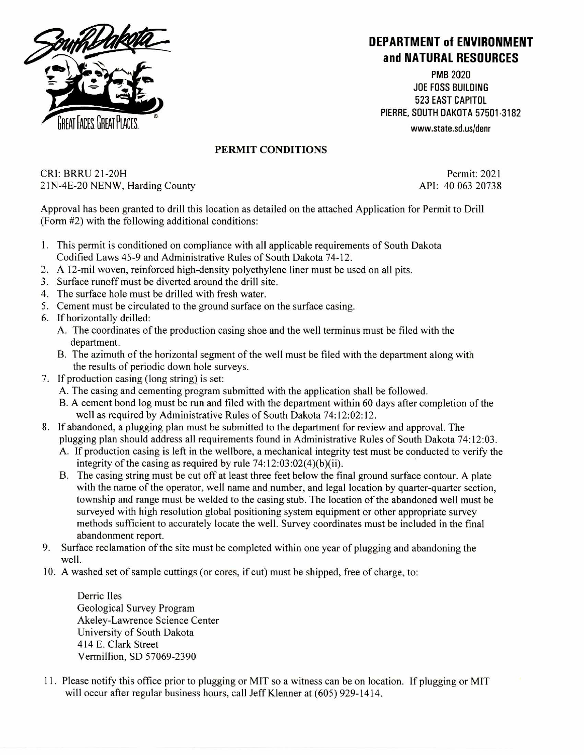**DEPARTMENT of ENVIRONMENT and NATURAL RESOURCES**

PMB 2020
JOE FOSS BUILDING
523 EAST CAPITOL
PIERRE, SOUTH DAKOTA 57501-3182
www.state.sd.us/denr

## PERMIT CONDITIONS

CRI: BRRU 21-20H
21N-4E-20 NENW, Harding County

Permit: 2021
API: 40 063 20738

Approval has been granted to drill this location as detailed on the attached Application for Permit to Drill (Form #2) with the following additional conditions:

1. This permit is conditioned on compliance with all applicable requirements of South Dakota Codified Laws 45-9 and Administrative Rules of South Dakota 74-12.
2. A 12-mil woven, reinforced high-density polyethylene liner must be used on all pits.
3. Surface runoff must be diverted around the drill site.
4. The surface hole must be drilled with fresh water.
5. Cement must be circulated to the ground surface on the surface casing.
6. If horizontally drilled:
   A. The coordinates of the production casing shoe and the well terminus must be filed with the department.
   B. The azimuth of the horizontal segment of the well must be filed with the department along with the results of periodic down hole surveys.
7. If production casing (long string) is set:
   A. The casing and cementing program submitted with the application shall be followed.
   B. A cement bond log must be run and filed with the department within 60 days after completion of the well as required by Administrative Rules of South Dakota 74:12:02:12.
8. If abandoned, a plugging plan must be submitted to the department for review and approval. The plugging plan should address all requirements found in Administrative Rules of South Dakota 74:12:03.
   A. If production casing is left in the wellbore, a mechanical integrity test must be conducted to verify the integrity of the casing as required by rule 74:12:03:02(4)(b)(ii).
   B. The casing string must be cut off at least three feet below the final ground surface contour. A plate with the name of the operator, well name and number, and legal location by quarter-quarter section, township and range must be welded to the casing stub. The location of the abandoned well must be surveyed with high resolution global positioning system equipment or other appropriate survey methods sufficient to accurately locate the well. Survey coordinates must be included in the final abandonment report.
9. Surface reclamation of the site must be completed within one year of plugging and abandoning the well.
10. A washed set of sample cuttings (or cores, if cut) must be shipped, free of charge, to:

    Derric Iles
    Geological Survey Program
    Akeley-Lawrence Science Center
    University of South Dakota
    414 E. Clark Street
    Vermillion, SD 57069-2390

11. Please notify this office prior to plugging or MIT so a witness can be on location. If plugging or MIT will occur after regular business hours, call Jeff Klenner at (605) 929-1414.